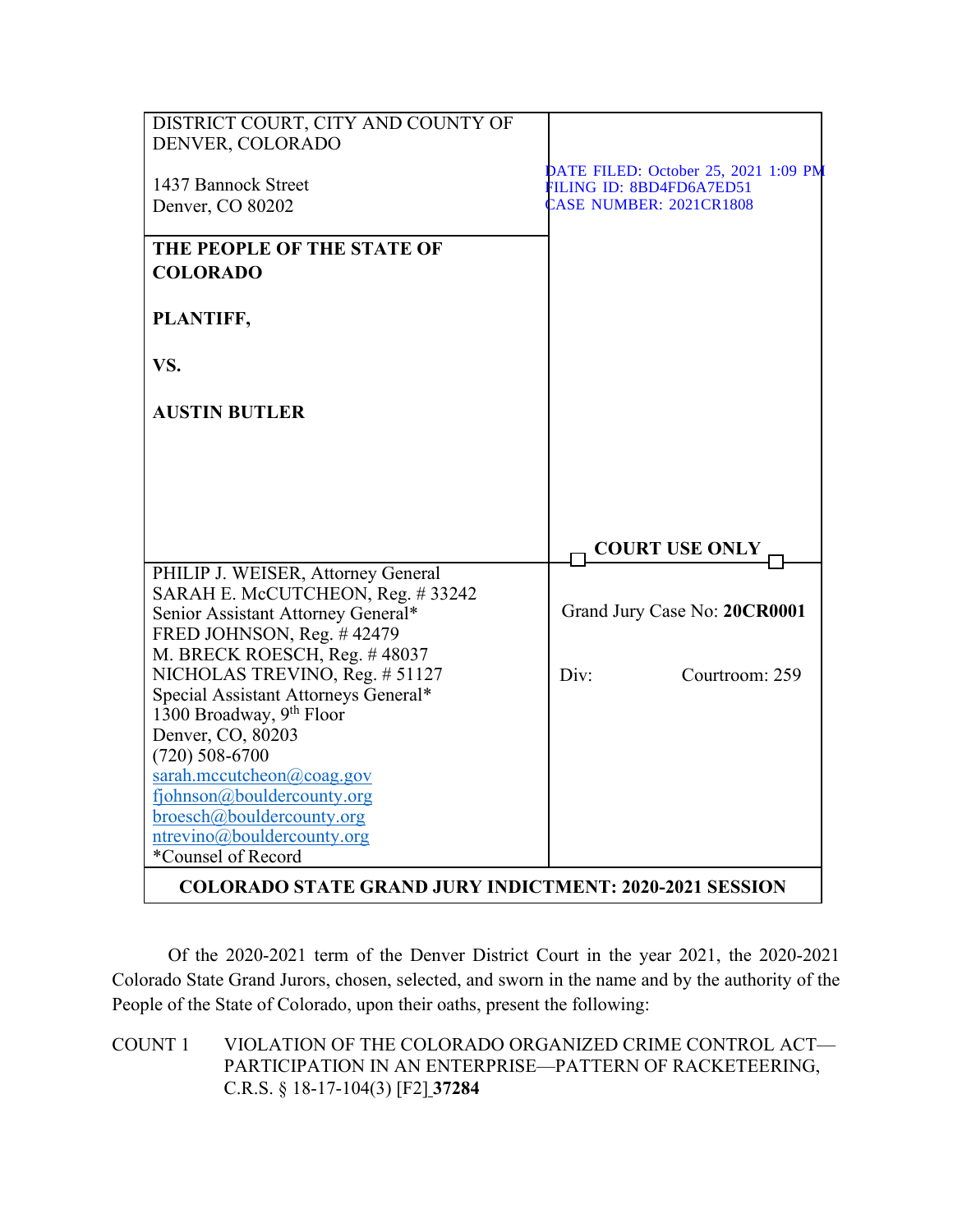| DISTRICT COURT, CITY AND COUNTY OF DENVER, COLORADO<br><br>1437 Bannock Street<br>Denver, CO 80202 | DATE FILED: October 25, 2021 1:09 PM<br>FILING ID: 8BD4FD6A7ED51<br>CASE NUMBER: 2021CR1808 |
|---|---|
| **THE PEOPLE OF THE STATE OF COLORADO**<br><br>**PLANTIFF,**<br><br>**VS.**<br><br>**AUSTIN BUTLER** | |
| | **COURT USE ONLY** |
| PHILIP J. WEISER, Attorney General<br>SARAH E. McCUTCHEON, Reg. # 33242<br>Senior Assistant Attorney General*<br>FRED JOHNSON, Reg. # 42479<br>M. BRECK ROESCH, Reg. # 48037<br>NICHOLAS TREVINO, Reg. # 51127<br>Special Assistant Attorneys General*<br>1300 Broadway, 9th Floor<br>Denver, CO, 80203<br>(720) 508-6700<br>sarah.mccutcheon@coag.gov<br>fjohnson@bouldercounty.org<br>broesch@bouldercounty.org<br>ntrevino@bouldercounty.org<br>*Counsel of Record | Grand Jury Case No: **20CR0001**<br><br>Div: Courtroom: 259 |
| **COLORADO STATE GRAND JURY INDICTMENT: 2020-2021 SESSION** | |

Of the 2020-2021 term of the Denver District Court in the year 2021, the 2020-2021 Colorado State Grand Jurors, chosen, selected, and sworn in the name and by the authority of the People of the State of Colorado, upon their oaths, present the following:

COUNT 1 VIOLATION OF THE COLORADO ORGANIZED CRIME CONTROL ACT—PARTICIPATION IN AN ENTERPRISE—PATTERN OF RACKETEERING, C.R.S. § 18-17-104(3) [F2] **37284**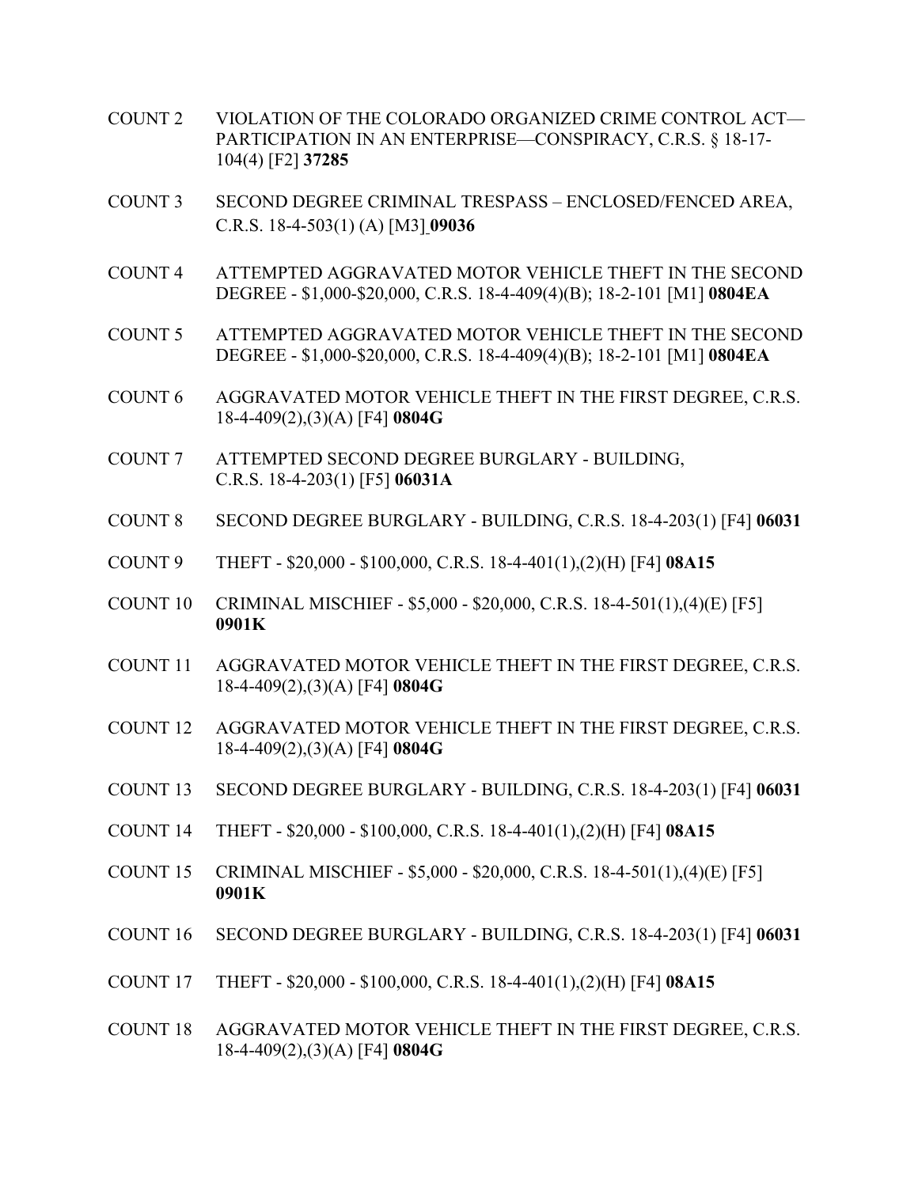COUNT 2 VIOLATION OF THE COLORADO ORGANIZED CRIME CONTROL ACT—PARTICIPATION IN AN ENTERPRISE—CONSPIRACY, C.R.S. § 18-17-104(4) [F2] **37285**

COUNT 3 SECOND DEGREE CRIMINAL TRESPASS – ENCLOSED/FENCED AREA, C.R.S. 18-4-503(1) (A) [M3] **09036**

COUNT 4 ATTEMPTED AGGRAVATED MOTOR VEHICLE THEFT IN THE SECOND DEGREE - $1,000-$20,000, C.R.S. 18-4-409(4)(B); 18-2-101 [M1] **0804EA**

COUNT 5 ATTEMPTED AGGRAVATED MOTOR VEHICLE THEFT IN THE SECOND DEGREE - $1,000-$20,000, C.R.S. 18-4-409(4)(B); 18-2-101 [M1] **0804EA**

COUNT 6 AGGRAVATED MOTOR VEHICLE THEFT IN THE FIRST DEGREE, C.R.S. 18-4-409(2),(3)(A) [F4] **0804G**

COUNT 7 ATTEMPTED SECOND DEGREE BURGLARY - BUILDING, C.R.S. 18-4-203(1) [F5] **06031A**

COUNT 8 SECOND DEGREE BURGLARY - BUILDING, C.R.S. 18-4-203(1) [F4] **06031**

COUNT 9 THEFT - $20,000 - $100,000, C.R.S. 18-4-401(1),(2)(H) [F4] **08A15**

COUNT 10 CRIMINAL MISCHIEF - $5,000 - $20,000, C.R.S. 18-4-501(1),(4)(E) [F5] **0901K**

COUNT 11 AGGRAVATED MOTOR VEHICLE THEFT IN THE FIRST DEGREE, C.R.S. 18-4-409(2),(3)(A) [F4] **0804G**

COUNT 12 AGGRAVATED MOTOR VEHICLE THEFT IN THE FIRST DEGREE, C.R.S. 18-4-409(2),(3)(A) [F4] **0804G**

COUNT 13 SECOND DEGREE BURGLARY - BUILDING, C.R.S. 18-4-203(1) [F4] **06031**

COUNT 14 THEFT - $20,000 - $100,000, C.R.S. 18-4-401(1),(2)(H) [F4] **08A15**

COUNT 15 CRIMINAL MISCHIEF - $5,000 - $20,000, C.R.S. 18-4-501(1),(4)(E) [F5] **0901K**

COUNT 16 SECOND DEGREE BURGLARY - BUILDING, C.R.S. 18-4-203(1) [F4] **06031**

COUNT 17 THEFT - $20,000 - $100,000, C.R.S. 18-4-401(1),(2)(H) [F4] **08A15**

COUNT 18 AGGRAVATED MOTOR VEHICLE THEFT IN THE FIRST DEGREE, C.R.S. 18-4-409(2),(3)(A) [F4] **0804G**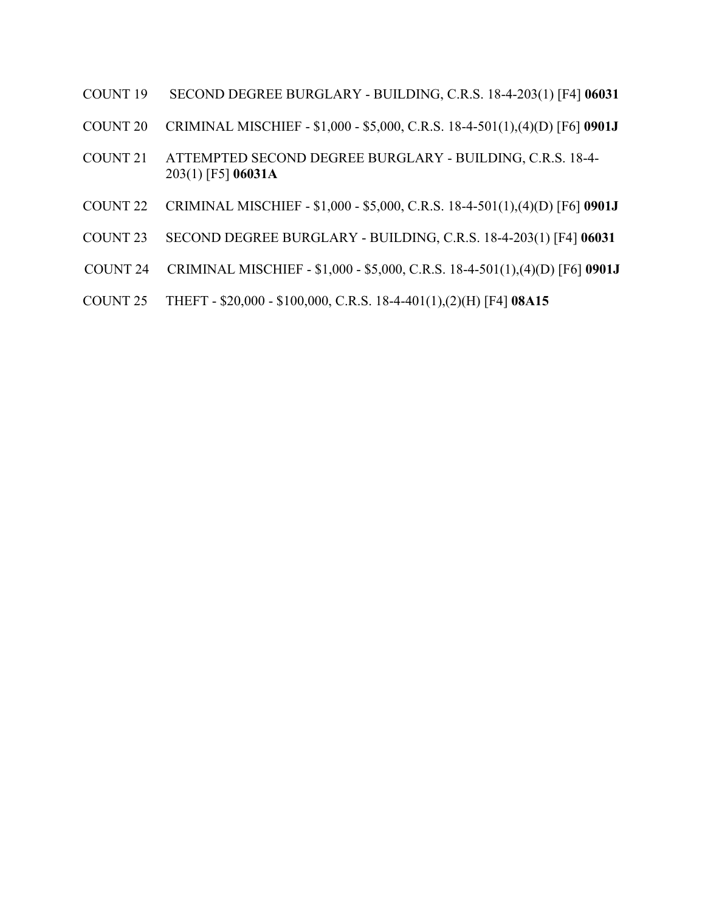COUNT 19 SECOND DEGREE BURGLARY - BUILDING, C.R.S. 18-4-203(1) [F4] **06031**

COUNT 20 CRIMINAL MISCHIEF - $1,000 - $5,000, C.R.S. 18-4-501(1),(4)(D) [F6] **0901J**

COUNT 21 ATTEMPTED SECOND DEGREE BURGLARY - BUILDING, C.R.S. 18-4-203(1) [F5] **06031A**

COUNT 22 CRIMINAL MISCHIEF - $1,000 - $5,000, C.R.S. 18-4-501(1),(4)(D) [F6] **0901J**

COUNT 23 SECOND DEGREE BURGLARY - BUILDING, C.R.S. 18-4-203(1) [F4] **06031**

COUNT 24 CRIMINAL MISCHIEF - $1,000 - $5,000, C.R.S. 18-4-501(1),(4)(D) [F6] **0901J**

COUNT 25 THEFT - $20,000 - $100,000, C.R.S. 18-4-401(1),(2)(H) [F4] **08A15**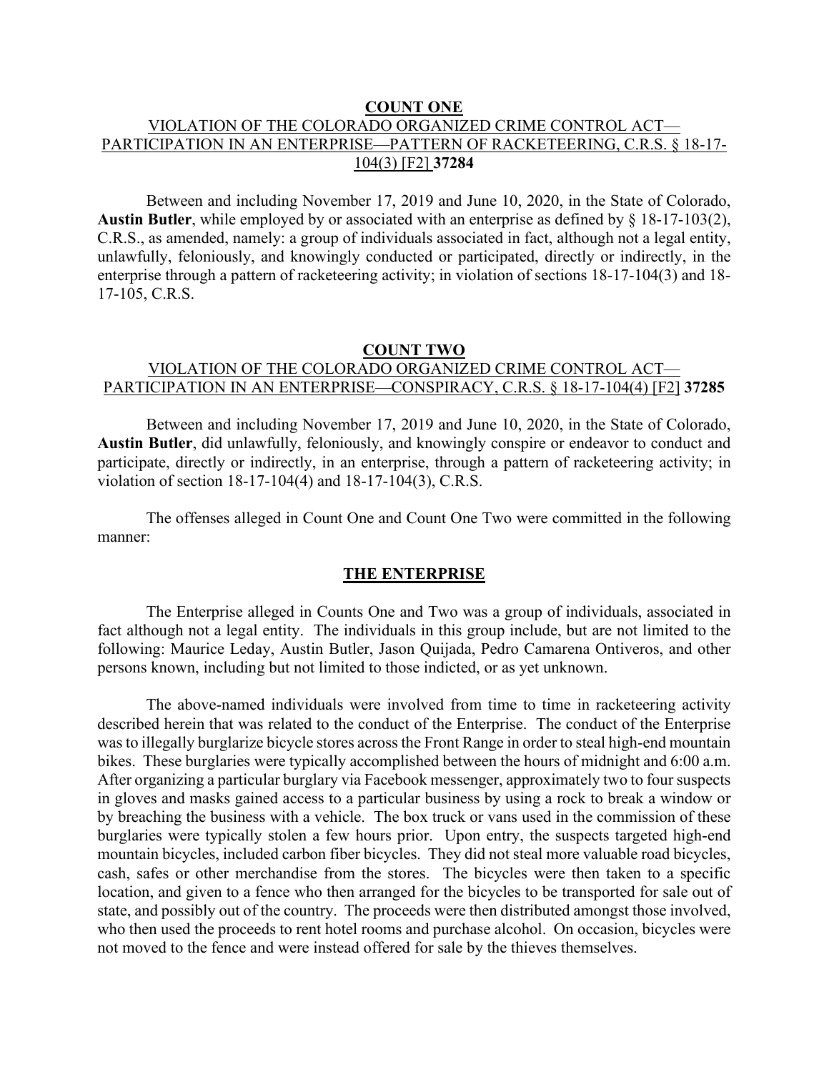**COUNT ONE**

VIOLATION OF THE COLORADO ORGANIZED CRIME CONTROL ACT—PARTICIPATION IN AN ENTERPRISE—PATTERN OF RACKETEERING, C.R.S. § 18-17-104(3) [F2] **37284**

Between and including November 17, 2019 and June 10, 2020, in the State of Colorado, **Austin Butler**, while employed by or associated with an enterprise as defined by § 18-17-103(2), C.R.S., as amended, namely: a group of individuals associated in fact, although not a legal entity, unlawfully, feloniously, and knowingly conducted or participated, directly or indirectly, in the enterprise through a pattern of racketeering activity; in violation of sections 18-17-104(3) and 18-17-105, C.R.S.

**COUNT TWO**

VIOLATION OF THE COLORADO ORGANIZED CRIME CONTROL ACT—PARTICIPATION IN AN ENTERPRISE—CONSPIRACY, C.R.S. § 18-17-104(4) [F2] **37285**

Between and including November 17, 2019 and June 10, 2020, in the State of Colorado, **Austin Butler**, did unlawfully, feloniously, and knowingly conspire or endeavor to conduct and participate, directly or indirectly, in an enterprise, through a pattern of racketeering activity; in violation of section 18-17-104(4) and 18-17-104(3), C.R.S.

The offenses alleged in Count One and Count One Two were committed in the following manner:

**THE ENTERPRISE**

The Enterprise alleged in Counts One and Two was a group of individuals, associated in fact although not a legal entity. The individuals in this group include, but are not limited to the following: Maurice Leday, Austin Butler, Jason Quijada, Pedro Camarena Ontiveros, and other persons known, including but not limited to those indicted, or as yet unknown.

The above-named individuals were involved from time to time in racketeering activity described herein that was related to the conduct of the Enterprise. The conduct of the Enterprise was to illegally burglarize bicycle stores across the Front Range in order to steal high-end mountain bikes. These burglaries were typically accomplished between the hours of midnight and 6:00 a.m. After organizing a particular burglary via Facebook messenger, approximately two to four suspects in gloves and masks gained access to a particular business by using a rock to break a window or by breaching the business with a vehicle. The box truck or vans used in the commission of these burglaries were typically stolen a few hours prior. Upon entry, the suspects targeted high-end mountain bicycles, included carbon fiber bicycles. They did not steal more valuable road bicycles, cash, safes or other merchandise from the stores. The bicycles were then taken to a specific location, and given to a fence who then arranged for the bicycles to be transported for sale out of state, and possibly out of the country. The proceeds were then distributed amongst those involved, who then used the proceeds to rent hotel rooms and purchase alcohol. On occasion, bicycles were not moved to the fence and were instead offered for sale by the thieves themselves.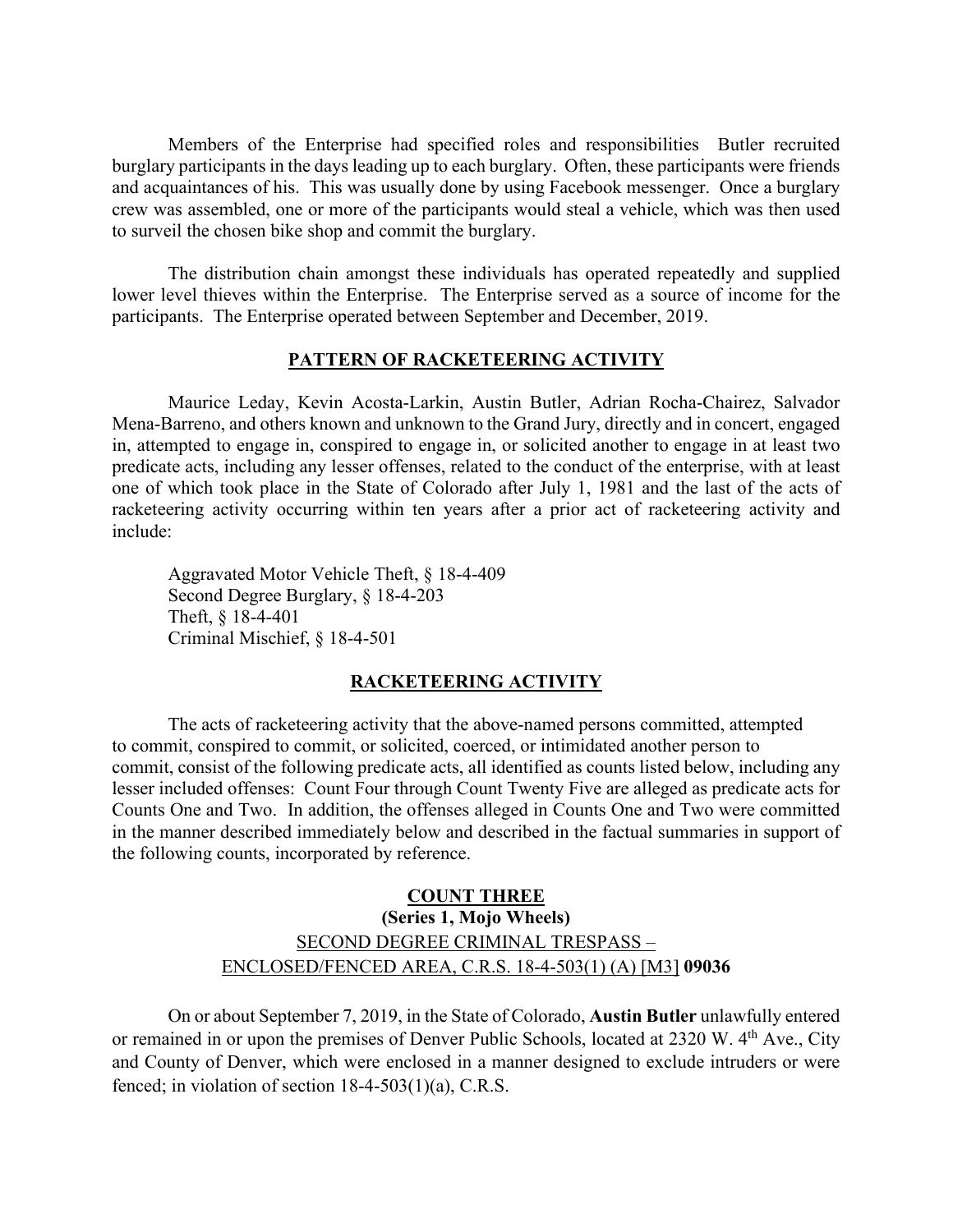Members of the Enterprise had specified roles and responsibilities Butler recruited burglary participants in the days leading up to each burglary. Often, these participants were friends and acquaintances of his. This was usually done by using Facebook messenger. Once a burglary crew was assembled, one or more of the participants would steal a vehicle, which was then used to surveil the chosen bike shop and commit the burglary.

The distribution chain amongst these individuals has operated repeatedly and supplied lower level thieves within the Enterprise. The Enterprise served as a source of income for the participants. The Enterprise operated between September and December, 2019.

## PATTERN OF RACKETEERING ACTIVITY

Maurice Leday, Kevin Acosta-Larkin, Austin Butler, Adrian Rocha-Chairez, Salvador Mena-Barreno, and others known and unknown to the Grand Jury, directly and in concert, engaged in, attempted to engage in, conspired to engage in, or solicited another to engage in at least two predicate acts, including any lesser offenses, related to the conduct of the enterprise, with at least one of which took place in the State of Colorado after July 1, 1981 and the last of the acts of racketeering activity occurring within ten years after a prior act of racketeering activity and include:

Aggravated Motor Vehicle Theft, § 18-4-409
Second Degree Burglary, § 18-4-203
Theft, § 18-4-401
Criminal Mischief, § 18-4-501

## RACKETEERING ACTIVITY

The acts of racketeering activity that the above-named persons committed, attempted to commit, conspired to commit, or solicited, coerced, or intimidated another person to commit, consist of the following predicate acts, all identified as counts listed below, including any lesser included offenses: Count Four through Count Twenty Five are alleged as predicate acts for Counts One and Two. In addition, the offenses alleged in Counts One and Two were committed in the manner described immediately below and described in the factual summaries in support of the following counts, incorporated by reference.

## COUNT THREE
**(Series 1, Mojo Wheels)**
SECOND DEGREE CRIMINAL TRESPASS – ENCLOSED/FENCED AREA, C.R.S. 18-4-503(1) (A) [M3] **09036**

On or about September 7, 2019, in the State of Colorado, **Austin Butler** unlawfully entered or remained in or upon the premises of Denver Public Schools, located at 2320 W. 4th Ave., City and County of Denver, which were enclosed in a manner designed to exclude intruders or were fenced; in violation of section 18-4-503(1)(a), C.R.S.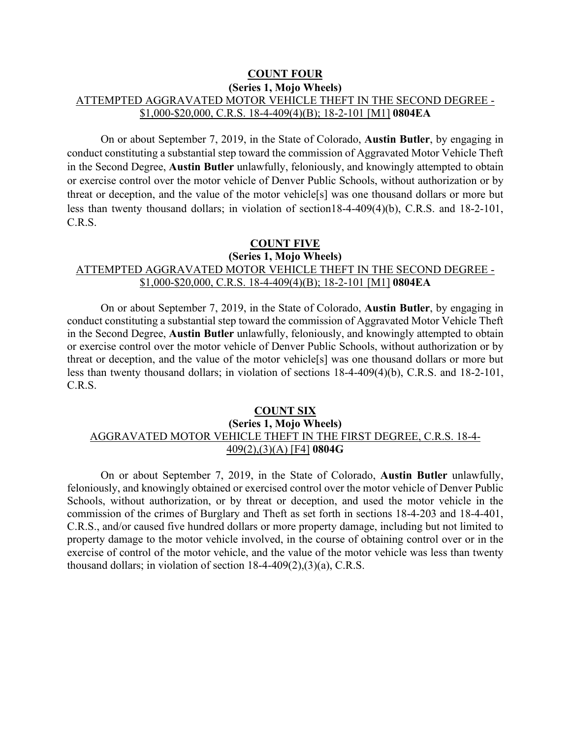**COUNT FOUR**

**(Series 1, Mojo Wheels)**

ATTEMPTED AGGRAVATED MOTOR VEHICLE THEFT IN THE SECOND DEGREE - $1,000-$20,000, C.R.S. 18-4-409(4)(B); 18-2-101 [M1] **0804EA**

On or about September 7, 2019, in the State of Colorado, **Austin Butler**, by engaging in conduct constituting a substantial step toward the commission of Aggravated Motor Vehicle Theft in the Second Degree, **Austin Butler** unlawfully, feloniously, and knowingly attempted to obtain or exercise control over the motor vehicle of Denver Public Schools, without authorization or by threat or deception, and the value of the motor vehicle[s] was one thousand dollars or more but less than twenty thousand dollars; in violation of section18-4-409(4)(b), C.R.S. and 18-2-101, C.R.S.

**COUNT FIVE**

**(Series 1, Mojo Wheels)**

ATTEMPTED AGGRAVATED MOTOR VEHICLE THEFT IN THE SECOND DEGREE - $1,000-$20,000, C.R.S. 18-4-409(4)(B); 18-2-101 [M1] **0804EA**

On or about September 7, 2019, in the State of Colorado, **Austin Butler**, by engaging in conduct constituting a substantial step toward the commission of Aggravated Motor Vehicle Theft in the Second Degree, **Austin Butler** unlawfully, feloniously, and knowingly attempted to obtain or exercise control over the motor vehicle of Denver Public Schools, without authorization or by threat or deception, and the value of the motor vehicle[s] was one thousand dollars or more but less than twenty thousand dollars; in violation of sections 18-4-409(4)(b), C.R.S. and 18-2-101, C.R.S.

**COUNT SIX**

**(Series 1, Mojo Wheels)**

AGGRAVATED MOTOR VEHICLE THEFT IN THE FIRST DEGREE, C.R.S. 18-4-409(2),(3)(A) [F4] **0804G**

On or about September 7, 2019, in the State of Colorado, **Austin Butler** unlawfully, feloniously, and knowingly obtained or exercised control over the motor vehicle of Denver Public Schools, without authorization, or by threat or deception, and used the motor vehicle in the commission of the crimes of Burglary and Theft as set forth in sections 18-4-203 and 18-4-401, C.R.S., and/or caused five hundred dollars or more property damage, including but not limited to property damage to the motor vehicle involved, in the course of obtaining control over or in the exercise of control of the motor vehicle, and the value of the motor vehicle was less than twenty thousand dollars; in violation of section 18-4-409(2),(3)(a), C.R.S.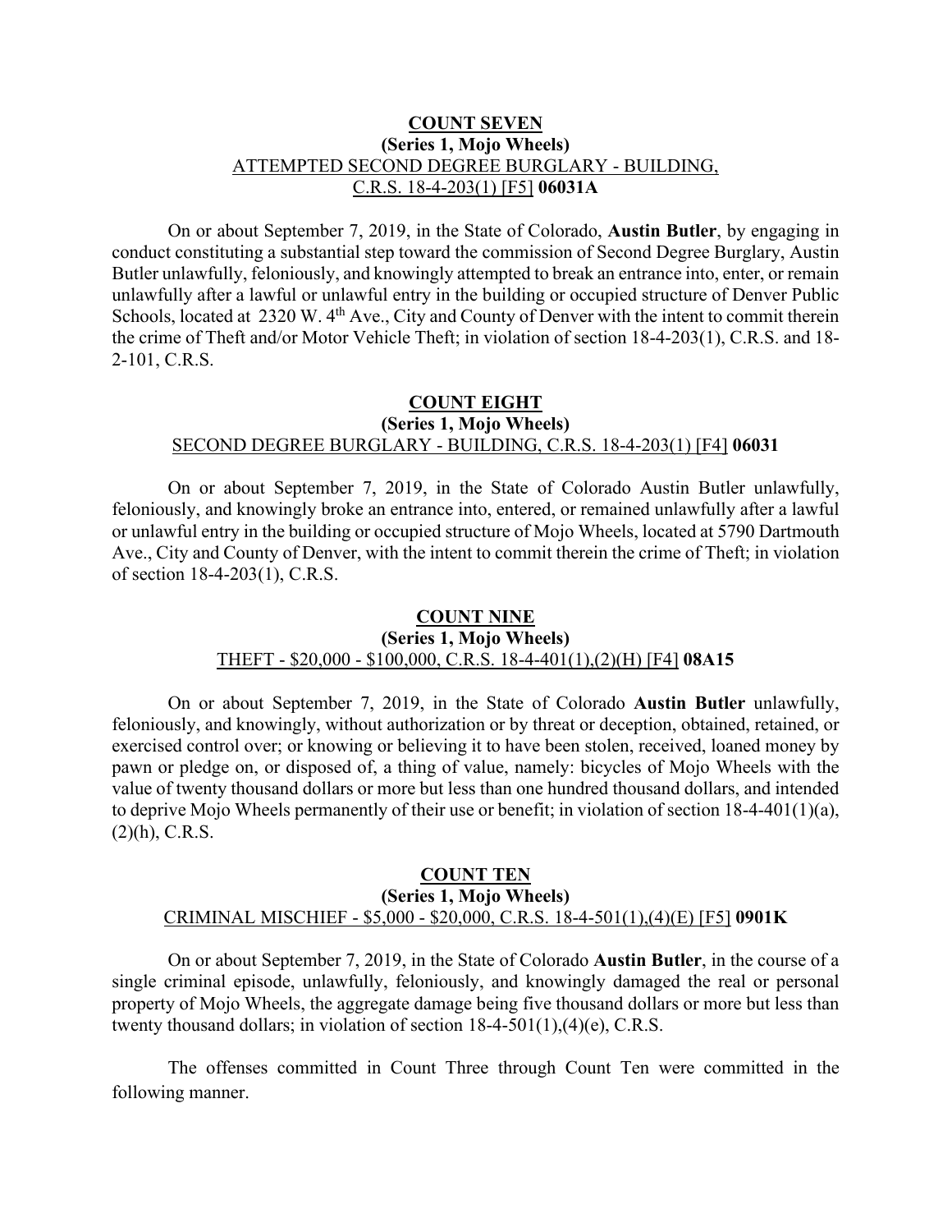**COUNT SEVEN**
**(Series 1, Mojo Wheels)**
ATTEMPTED SECOND DEGREE BURGLARY - BUILDING, C.R.S. 18-4-203(1) [F5] **06031A**

On or about September 7, 2019, in the State of Colorado, **Austin Butler**, by engaging in conduct constituting a substantial step toward the commission of Second Degree Burglary, Austin Butler unlawfully, feloniously, and knowingly attempted to break an entrance into, enter, or remain unlawfully after a lawful or unlawful entry in the building or occupied structure of Denver Public Schools, located at 2320 W. 4th Ave., City and County of Denver with the intent to commit therein the crime of Theft and/or Motor Vehicle Theft; in violation of section 18-4-203(1), C.R.S. and 18-2-101, C.R.S.

**COUNT EIGHT**
**(Series 1, Mojo Wheels)**
SECOND DEGREE BURGLARY - BUILDING, C.R.S. 18-4-203(1) [F4] **06031**

On or about September 7, 2019, in the State of Colorado Austin Butler unlawfully, feloniously, and knowingly broke an entrance into, entered, or remained unlawfully after a lawful or unlawful entry in the building or occupied structure of Mojo Wheels, located at 5790 Dartmouth Ave., City and County of Denver, with the intent to commit therein the crime of Theft; in violation of section 18-4-203(1), C.R.S.

**COUNT NINE**
**(Series 1, Mojo Wheels)**
THEFT - $20,000 - $100,000, C.R.S. 18-4-401(1),(2)(H) [F4] **08A15**

On or about September 7, 2019, in the State of Colorado **Austin Butler** unlawfully, feloniously, and knowingly, without authorization or by threat or deception, obtained, retained, or exercised control over; or knowing or believing it to have been stolen, received, loaned money by pawn or pledge on, or disposed of, a thing of value, namely: bicycles of Mojo Wheels with the value of twenty thousand dollars or more but less than one hundred thousand dollars, and intended to deprive Mojo Wheels permanently of their use or benefit; in violation of section 18-4-401(1)(a), (2)(h), C.R.S.

**COUNT TEN**
**(Series 1, Mojo Wheels)**
CRIMINAL MISCHIEF - $5,000 - $20,000, C.R.S. 18-4-501(1),(4)(E) [F5] **0901K**

On or about September 7, 2019, in the State of Colorado **Austin Butler**, in the course of a single criminal episode, unlawfully, feloniously, and knowingly damaged the real or personal property of Mojo Wheels, the aggregate damage being five thousand dollars or more but less than twenty thousand dollars; in violation of section 18-4-501(1),(4)(e), C.R.S.

The offenses committed in Count Three through Count Ten were committed in the following manner.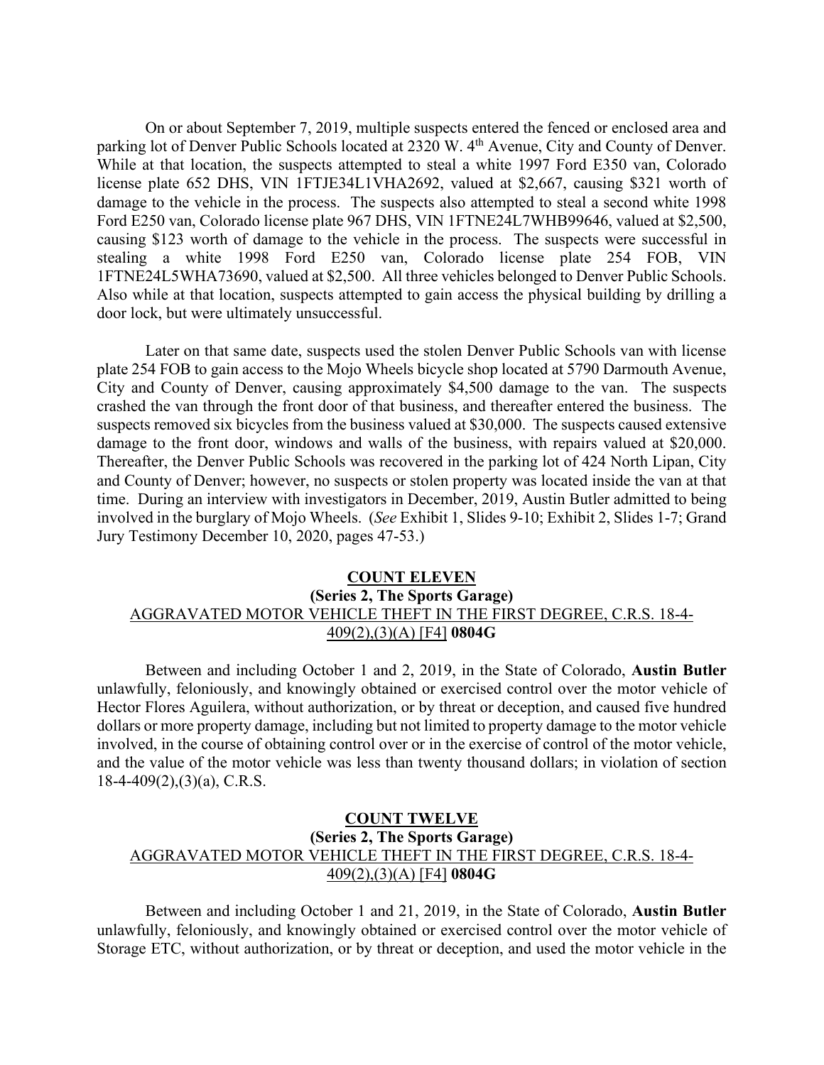On or about September 7, 2019, multiple suspects entered the fenced or enclosed area and parking lot of Denver Public Schools located at 2320 W. 4th Avenue, City and County of Denver. While at that location, the suspects attempted to steal a white 1997 Ford E350 van, Colorado license plate 652 DHS, VIN 1FTJE34L1VHA2692, valued at $2,667, causing $321 worth of damage to the vehicle in the process. The suspects also attempted to steal a second white 1998 Ford E250 van, Colorado license plate 967 DHS, VIN 1FTNE24L7WHB99646, valued at $2,500, causing $123 worth of damage to the vehicle in the process. The suspects were successful in stealing a white 1998 Ford E250 van, Colorado license plate 254 FOB, VIN 1FTNE24L5WHA73690, valued at $2,500. All three vehicles belonged to Denver Public Schools. Also while at that location, suspects attempted to gain access the physical building by drilling a door lock, but were ultimately unsuccessful.

Later on that same date, suspects used the stolen Denver Public Schools van with license plate 254 FOB to gain access to the Mojo Wheels bicycle shop located at 5790 Darmouth Avenue, City and County of Denver, causing approximately $4,500 damage to the van. The suspects crashed the van through the front door of that business, and thereafter entered the business. The suspects removed six bicycles from the business valued at $30,000. The suspects caused extensive damage to the front door, windows and walls of the business, with repairs valued at $20,000. Thereafter, the Denver Public Schools was recovered in the parking lot of 424 North Lipan, City and County of Denver; however, no suspects or stolen property was located inside the van at that time. During an interview with investigators in December, 2019, Austin Butler admitted to being involved in the burglary of Mojo Wheels. (*See* Exhibit 1, Slides 9-10; Exhibit 2, Slides 1-7; Grand Jury Testimony December 10, 2020, pages 47-53.)

## COUNT ELEVEN

**(Series 2, The Sports Garage)**

AGGRAVATED MOTOR VEHICLE THEFT IN THE FIRST DEGREE, C.R.S. 18-4-409(2),(3)(A) [F4] **0804G**

Between and including October 1 and 2, 2019, in the State of Colorado, **Austin Butler** unlawfully, feloniously, and knowingly obtained or exercised control over the motor vehicle of Hector Flores Aguilera, without authorization, or by threat or deception, and caused five hundred dollars or more property damage, including but not limited to property damage to the motor vehicle involved, in the course of obtaining control over or in the exercise of control of the motor vehicle, and the value of the motor vehicle was less than twenty thousand dollars; in violation of section 18-4-409(2),(3)(a), C.R.S.

## COUNT TWELVE

**(Series 2, The Sports Garage)**

AGGRAVATED MOTOR VEHICLE THEFT IN THE FIRST DEGREE, C.R.S. 18-4-409(2),(3)(A) [F4] **0804G**

Between and including October 1 and 21, 2019, in the State of Colorado, **Austin Butler** unlawfully, feloniously, and knowingly obtained or exercised control over the motor vehicle of Storage ETC, without authorization, or by threat or deception, and used the motor vehicle in the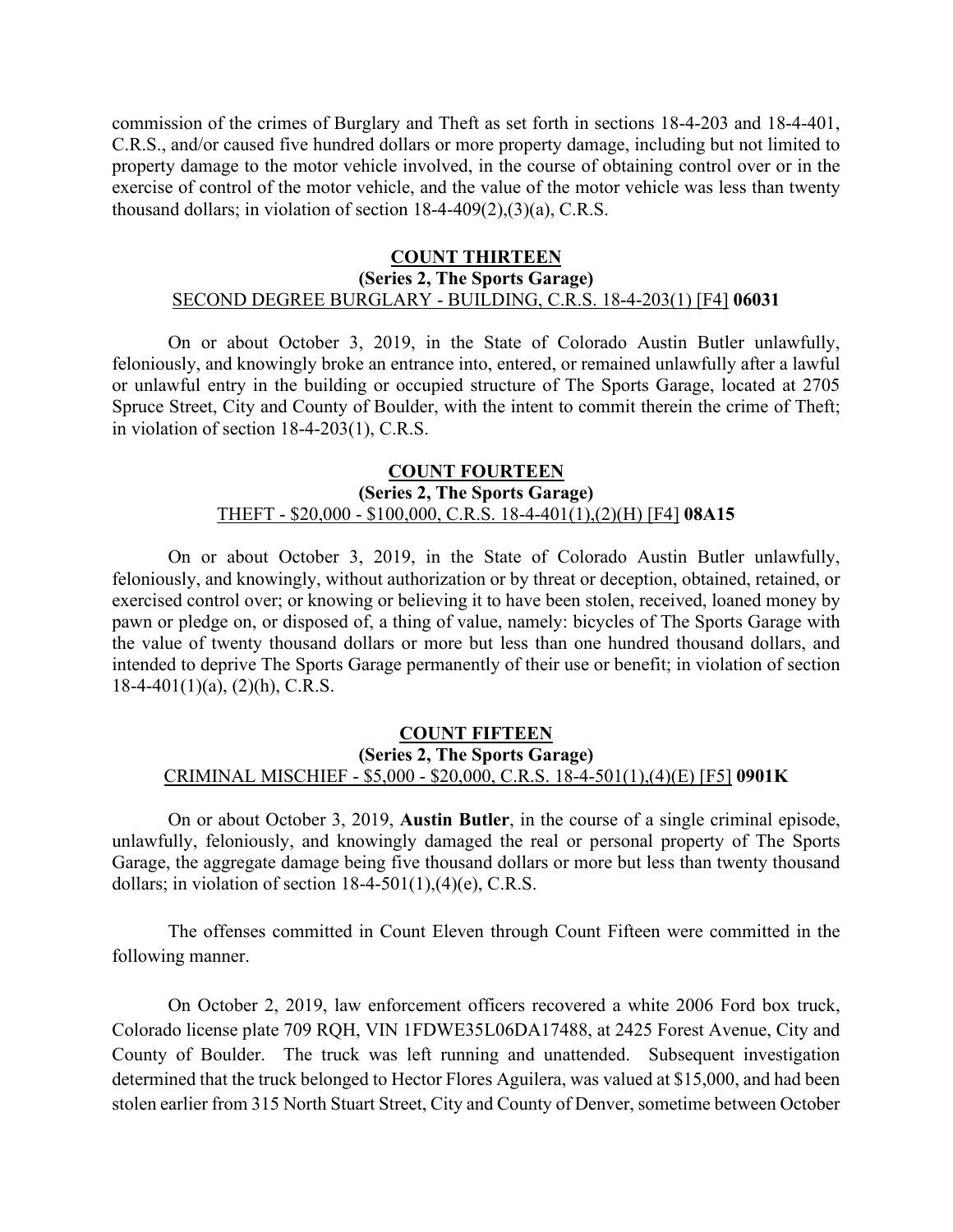commission of the crimes of Burglary and Theft as set forth in sections 18-4-203 and 18-4-401, C.R.S., and/or caused five hundred dollars or more property damage, including but not limited to property damage to the motor vehicle involved, in the course of obtaining control over or in the exercise of control of the motor vehicle, and the value of the motor vehicle was less than twenty thousand dollars; in violation of section 18-4-409(2),(3)(a), C.R.S.

**COUNT THIRTEEN**
**(Series 2, The Sports Garage)**
SECOND DEGREE BURGLARY - BUILDING, C.R.S. 18-4-203(1) [F4] **06031**

On or about October 3, 2019, in the State of Colorado Austin Butler unlawfully, feloniously, and knowingly broke an entrance into, entered, or remained unlawfully after a lawful or unlawful entry in the building or occupied structure of The Sports Garage, located at 2705 Spruce Street, City and County of Boulder, with the intent to commit therein the crime of Theft; in violation of section 18-4-203(1), C.R.S.

**COUNT FOURTEEN**
**(Series 2, The Sports Garage)**
THEFT - $20,000 - $100,000, C.R.S. 18-4-401(1),(2)(H) [F4] **08A15**

On or about October 3, 2019, in the State of Colorado Austin Butler unlawfully, feloniously, and knowingly, without authorization or by threat or deception, obtained, retained, or exercised control over; or knowing or believing it to have been stolen, received, loaned money by pawn or pledge on, or disposed of, a thing of value, namely: bicycles of The Sports Garage with the value of twenty thousand dollars or more but less than one hundred thousand dollars, and intended to deprive The Sports Garage permanently of their use or benefit; in violation of section 18-4-401(1)(a), (2)(h), C.R.S.

**COUNT FIFTEEN**
**(Series 2, The Sports Garage)**
CRIMINAL MISCHIEF - $5,000 - $20,000, C.R.S. 18-4-501(1),(4)(E) [F5] **0901K**

On or about October 3, 2019, **Austin Butler**, in the course of a single criminal episode, unlawfully, feloniously, and knowingly damaged the real or personal property of The Sports Garage, the aggregate damage being five thousand dollars or more but less than twenty thousand dollars; in violation of section 18-4-501(1),(4)(e), C.R.S.

The offenses committed in Count Eleven through Count Fifteen were committed in the following manner.

On October 2, 2019, law enforcement officers recovered a white 2006 Ford box truck, Colorado license plate 709 RQH, VIN 1FDWE35L06DA17488, at 2425 Forest Avenue, City and County of Boulder. The truck was left running and unattended. Subsequent investigation determined that the truck belonged to Hector Flores Aguilera, was valued at $15,000, and had been stolen earlier from 315 North Stuart Street, City and County of Denver, sometime between October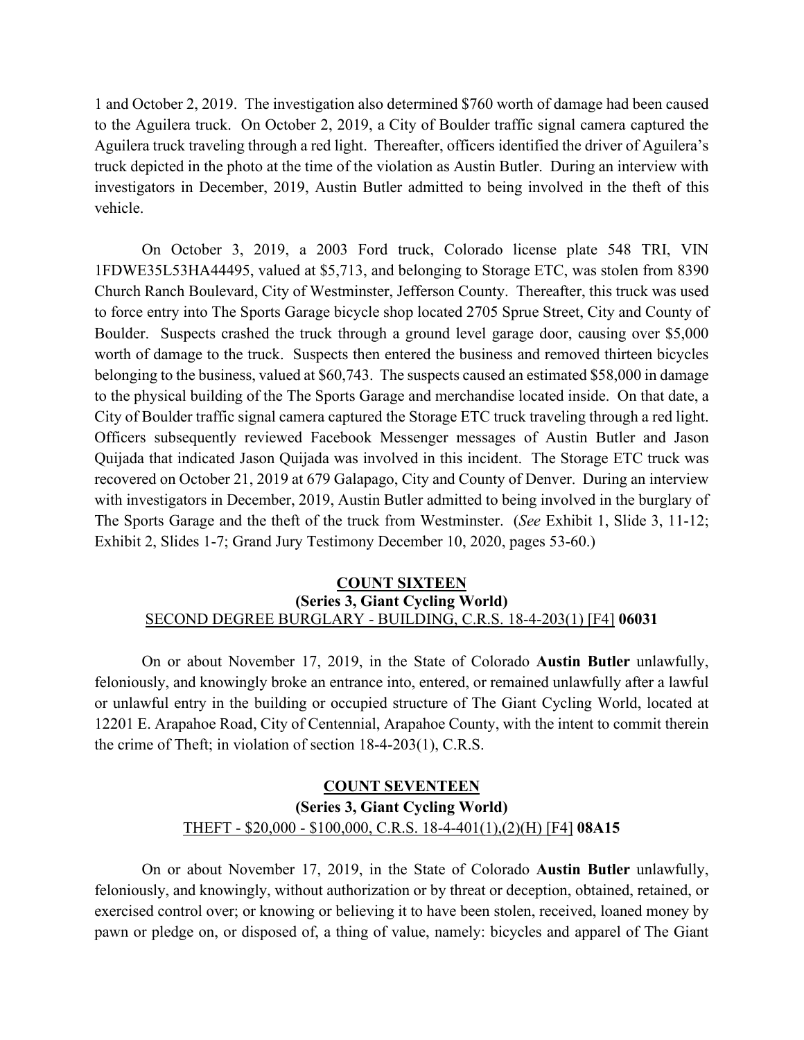1 and October 2, 2019. The investigation also determined $760 worth of damage had been caused to the Aguilera truck. On October 2, 2019, a City of Boulder traffic signal camera captured the Aguilera truck traveling through a red light. Thereafter, officers identified the driver of Aguilera's truck depicted in the photo at the time of the violation as Austin Butler. During an interview with investigators in December, 2019, Austin Butler admitted to being involved in the theft of this vehicle.

On October 3, 2019, a 2003 Ford truck, Colorado license plate 548 TRI, VIN 1FDWE35L53HA44495, valued at $5,713, and belonging to Storage ETC, was stolen from 8390 Church Ranch Boulevard, City of Westminster, Jefferson County. Thereafter, this truck was used to force entry into The Sports Garage bicycle shop located 2705 Sprue Street, City and County of Boulder. Suspects crashed the truck through a ground level garage door, causing over $5,000 worth of damage to the truck. Suspects then entered the business and removed thirteen bicycles belonging to the business, valued at $60,743. The suspects caused an estimated $58,000 in damage to the physical building of the The Sports Garage and merchandise located inside. On that date, a City of Boulder traffic signal camera captured the Storage ETC truck traveling through a red light. Officers subsequently reviewed Facebook Messenger messages of Austin Butler and Jason Quijada that indicated Jason Quijada was involved in this incident. The Storage ETC truck was recovered on October 21, 2019 at 679 Galapago, City and County of Denver. During an interview with investigators in December, 2019, Austin Butler admitted to being involved in the burglary of The Sports Garage and the theft of the truck from Westminster. (*See* Exhibit 1, Slide 3, 11-12; Exhibit 2, Slides 1-7; Grand Jury Testimony December 10, 2020, pages 53-60.)

**COUNT SIXTEEN**

**(Series 3, Giant Cycling World)**

SECOND DEGREE BURGLARY - BUILDING, C.R.S. 18-4-203(1) [F4] **06031**

On or about November 17, 2019, in the State of Colorado **Austin Butler** unlawfully, feloniously, and knowingly broke an entrance into, entered, or remained unlawfully after a lawful or unlawful entry in the building or occupied structure of The Giant Cycling World, located at 12201 E. Arapahoe Road, City of Centennial, Arapahoe County, with the intent to commit therein the crime of Theft; in violation of section 18-4-203(1), C.R.S.

**COUNT SEVENTEEN**

**(Series 3, Giant Cycling World)**

THEFT - $20,000 - $100,000, C.R.S. 18-4-401(1),(2)(H) [F4] **08A15**

On or about November 17, 2019, in the State of Colorado **Austin Butler** unlawfully, feloniously, and knowingly, without authorization or by threat or deception, obtained, retained, or exercised control over; or knowing or believing it to have been stolen, received, loaned money by pawn or pledge on, or disposed of, a thing of value, namely: bicycles and apparel of The Giant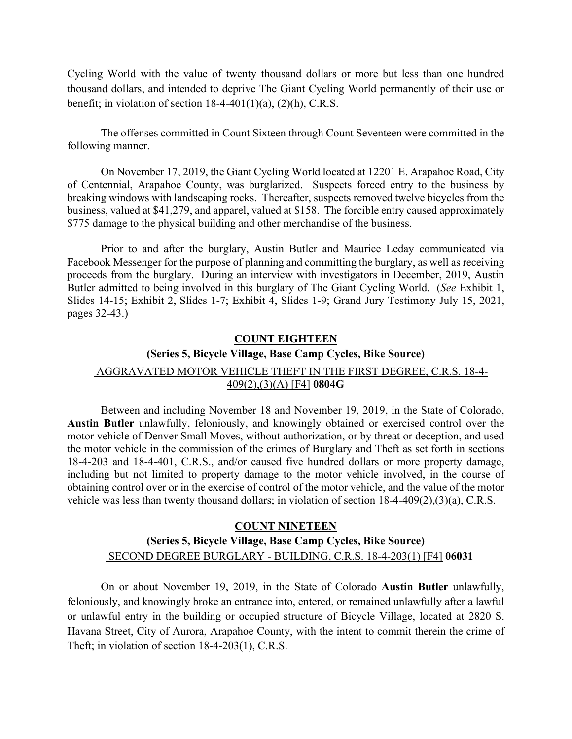Cycling World with the value of twenty thousand dollars or more but less than one hundred thousand dollars, and intended to deprive The Giant Cycling World permanently of their use or benefit; in violation of section 18-4-401(1)(a), (2)(h), C.R.S.

The offenses committed in Count Sixteen through Count Seventeen were committed in the following manner.

On November 17, 2019, the Giant Cycling World located at 12201 E. Arapahoe Road, City of Centennial, Arapahoe County, was burglarized. Suspects forced entry to the business by breaking windows with landscaping rocks. Thereafter, suspects removed twelve bicycles from the business, valued at $41,279, and apparel, valued at $158. The forcible entry caused approximately $775 damage to the physical building and other merchandise of the business.

Prior to and after the burglary, Austin Butler and Maurice Leday communicated via Facebook Messenger for the purpose of planning and committing the burglary, as well as receiving proceeds from the burglary. During an interview with investigators in December, 2019, Austin Butler admitted to being involved in this burglary of The Giant Cycling World. (*See* Exhibit 1, Slides 14-15; Exhibit 2, Slides 1-7; Exhibit 4, Slides 1-9; Grand Jury Testimony July 15, 2021, pages 32-43.)

## COUNT EIGHTEEN

### (Series 5, Bicycle Village, Base Camp Cycles, Bike Source)

AGGRAVATED MOTOR VEHICLE THEFT IN THE FIRST DEGREE, C.R.S. 18-4-409(2),(3)(A) [F4] **0804G**

Between and including November 18 and November 19, 2019, in the State of Colorado, **Austin Butler** unlawfully, feloniously, and knowingly obtained or exercised control over the motor vehicle of Denver Small Moves, without authorization, or by threat or deception, and used the motor vehicle in the commission of the crimes of Burglary and Theft as set forth in sections 18-4-203 and 18-4-401, C.R.S., and/or caused five hundred dollars or more property damage, including but not limited to property damage to the motor vehicle involved, in the course of obtaining control over or in the exercise of control of the motor vehicle, and the value of the motor vehicle was less than twenty thousand dollars; in violation of section 18-4-409(2),(3)(a), C.R.S.

## COUNT NINETEEN

### (Series 5, Bicycle Village, Base Camp Cycles, Bike Source)

SECOND DEGREE BURGLARY - BUILDING, C.R.S. 18-4-203(1) [F4] **06031**

On or about November 19, 2019, in the State of Colorado **Austin Butler** unlawfully, feloniously, and knowingly broke an entrance into, entered, or remained unlawfully after a lawful or unlawful entry in the building or occupied structure of Bicycle Village, located at 2820 S. Havana Street, City of Aurora, Arapahoe County, with the intent to commit therein the crime of Theft; in violation of section 18-4-203(1), C.R.S.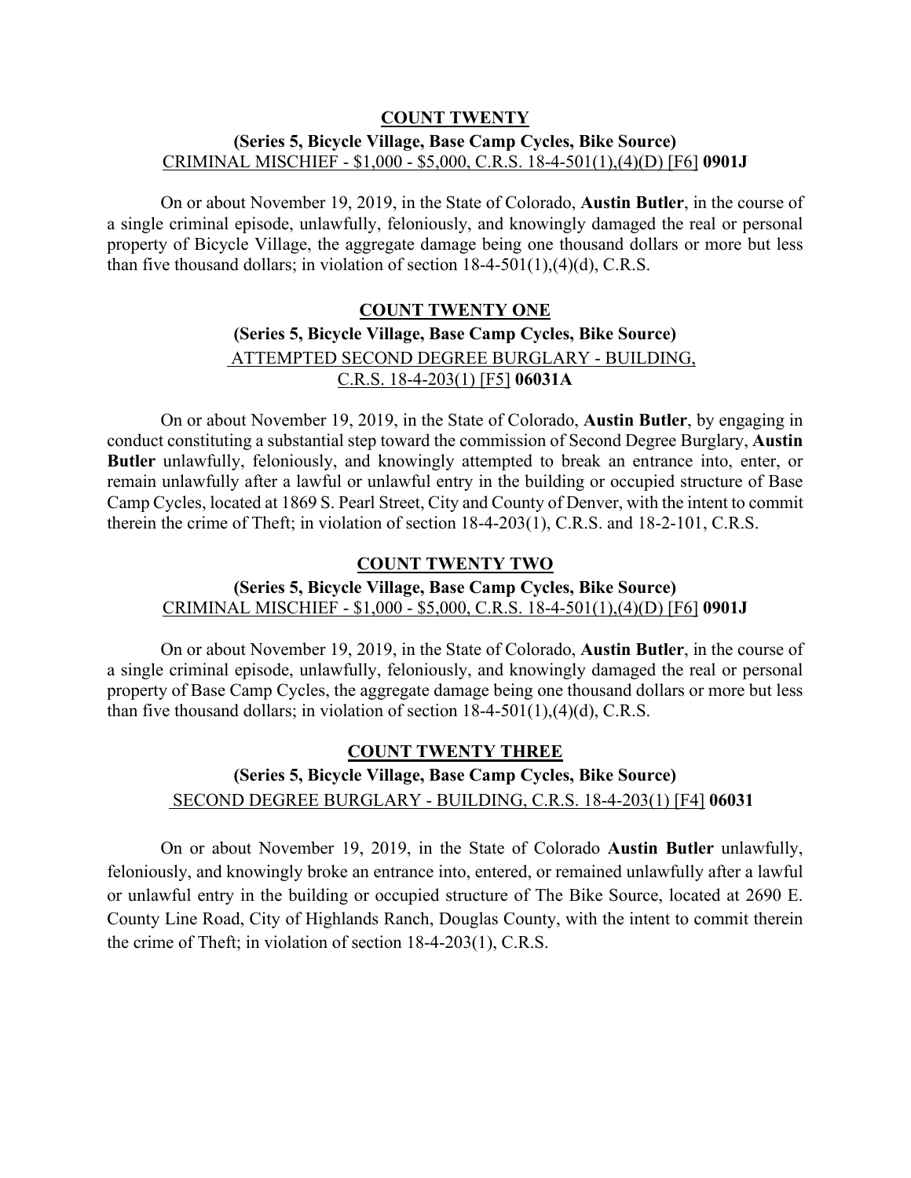**COUNT TWENTY**

**(Series 5, Bicycle Village, Base Camp Cycles, Bike Source)**
CRIMINAL MISCHIEF - $1,000 - $5,000, C.R.S. 18-4-501(1),(4)(D) [F6] **0901J**

On or about November 19, 2019, in the State of Colorado, **Austin Butler**, in the course of a single criminal episode, unlawfully, feloniously, and knowingly damaged the real or personal property of Bicycle Village, the aggregate damage being one thousand dollars or more but less than five thousand dollars; in violation of section 18-4-501(1),(4)(d), C.R.S.

**COUNT TWENTY ONE**

**(Series 5, Bicycle Village, Base Camp Cycles, Bike Source)**
ATTEMPTED SECOND DEGREE BURGLARY - BUILDING, C.R.S. 18-4-203(1) [F5] **06031A**

On or about November 19, 2019, in the State of Colorado, **Austin Butler**, by engaging in conduct constituting a substantial step toward the commission of Second Degree Burglary, **Austin Butler** unlawfully, feloniously, and knowingly attempted to break an entrance into, enter, or remain unlawfully after a lawful or unlawful entry in the building or occupied structure of Base Camp Cycles, located at 1869 S. Pearl Street, City and County of Denver, with the intent to commit therein the crime of Theft; in violation of section 18-4-203(1), C.R.S. and 18-2-101, C.R.S.

**COUNT TWENTY TWO**

**(Series 5, Bicycle Village, Base Camp Cycles, Bike Source)**
CRIMINAL MISCHIEF - $1,000 - $5,000, C.R.S. 18-4-501(1),(4)(D) [F6] **0901J**

On or about November 19, 2019, in the State of Colorado, **Austin Butler**, in the course of a single criminal episode, unlawfully, feloniously, and knowingly damaged the real or personal property of Base Camp Cycles, the aggregate damage being one thousand dollars or more but less than five thousand dollars; in violation of section 18-4-501(1),(4)(d), C.R.S.

**COUNT TWENTY THREE**

**(Series 5, Bicycle Village, Base Camp Cycles, Bike Source)**
SECOND DEGREE BURGLARY - BUILDING, C.R.S. 18-4-203(1) [F4] **06031**

On or about November 19, 2019, in the State of Colorado **Austin Butler** unlawfully, feloniously, and knowingly broke an entrance into, entered, or remained unlawfully after a lawful or unlawful entry in the building or occupied structure of The Bike Source, located at 2690 E. County Line Road, City of Highlands Ranch, Douglas County, with the intent to commit therein the crime of Theft; in violation of section 18-4-203(1), C.R.S.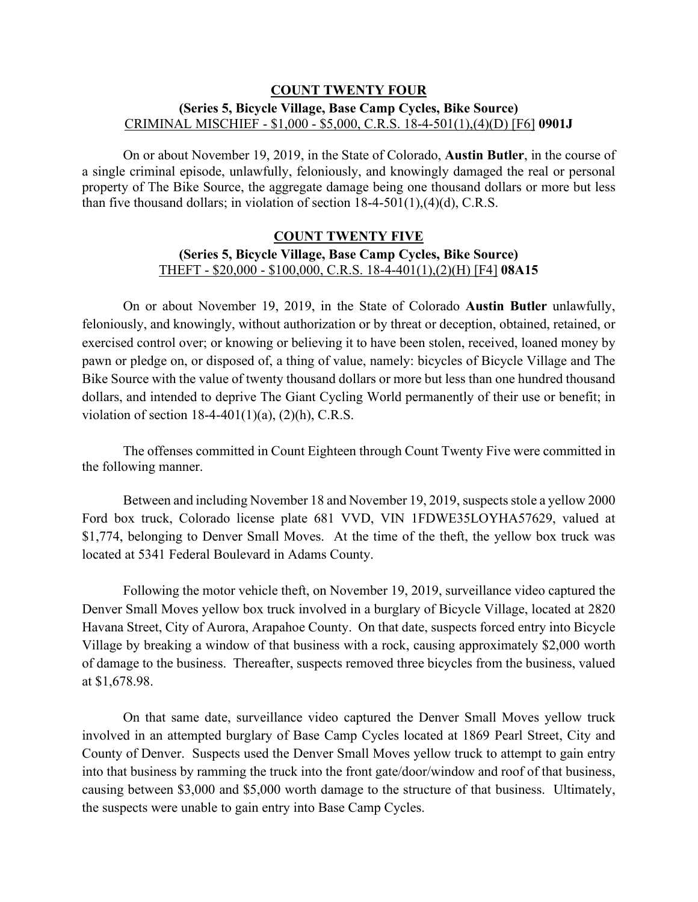**COUNT TWENTY FOUR**

**(Series 5, Bicycle Village, Base Camp Cycles, Bike Source)**

CRIMINAL MISCHIEF - $1,000 - $5,000, C.R.S. 18-4-501(1),(4)(D) [F6] **0901J**

On or about November 19, 2019, in the State of Colorado, **Austin Butler**, in the course of a single criminal episode, unlawfully, feloniously, and knowingly damaged the real or personal property of The Bike Source, the aggregate damage being one thousand dollars or more but less than five thousand dollars; in violation of section 18-4-501(1),(4)(d), C.R.S.

**COUNT TWENTY FIVE**

**(Series 5, Bicycle Village, Base Camp Cycles, Bike Source)**

THEFT - $20,000 - $100,000, C.R.S. 18-4-401(1),(2)(H) [F4] **08A15**

On or about November 19, 2019, in the State of Colorado **Austin Butler** unlawfully, feloniously, and knowingly, without authorization or by threat or deception, obtained, retained, or exercised control over; or knowing or believing it to have been stolen, received, loaned money by pawn or pledge on, or disposed of, a thing of value, namely: bicycles of Bicycle Village and The Bike Source with the value of twenty thousand dollars or more but less than one hundred thousand dollars, and intended to deprive The Giant Cycling World permanently of their use or benefit; in violation of section 18-4-401(1)(a), (2)(h), C.R.S.

The offenses committed in Count Eighteen through Count Twenty Five were committed in the following manner.

Between and including November 18 and November 19, 2019, suspects stole a yellow 2000 Ford box truck, Colorado license plate 681 VVD, VIN 1FDWE35LOYHA57629, valued at $1,774, belonging to Denver Small Moves. At the time of the theft, the yellow box truck was located at 5341 Federal Boulevard in Adams County.

Following the motor vehicle theft, on November 19, 2019, surveillance video captured the Denver Small Moves yellow box truck involved in a burglary of Bicycle Village, located at 2820 Havana Street, City of Aurora, Arapahoe County. On that date, suspects forced entry into Bicycle Village by breaking a window of that business with a rock, causing approximately $2,000 worth of damage to the business. Thereafter, suspects removed three bicycles from the business, valued at $1,678.98.

On that same date, surveillance video captured the Denver Small Moves yellow truck involved in an attempted burglary of Base Camp Cycles located at 1869 Pearl Street, City and County of Denver. Suspects used the Denver Small Moves yellow truck to attempt to gain entry into that business by ramming the truck into the front gate/door/window and roof of that business, causing between $3,000 and $5,000 worth damage to the structure of that business. Ultimately, the suspects were unable to gain entry into Base Camp Cycles.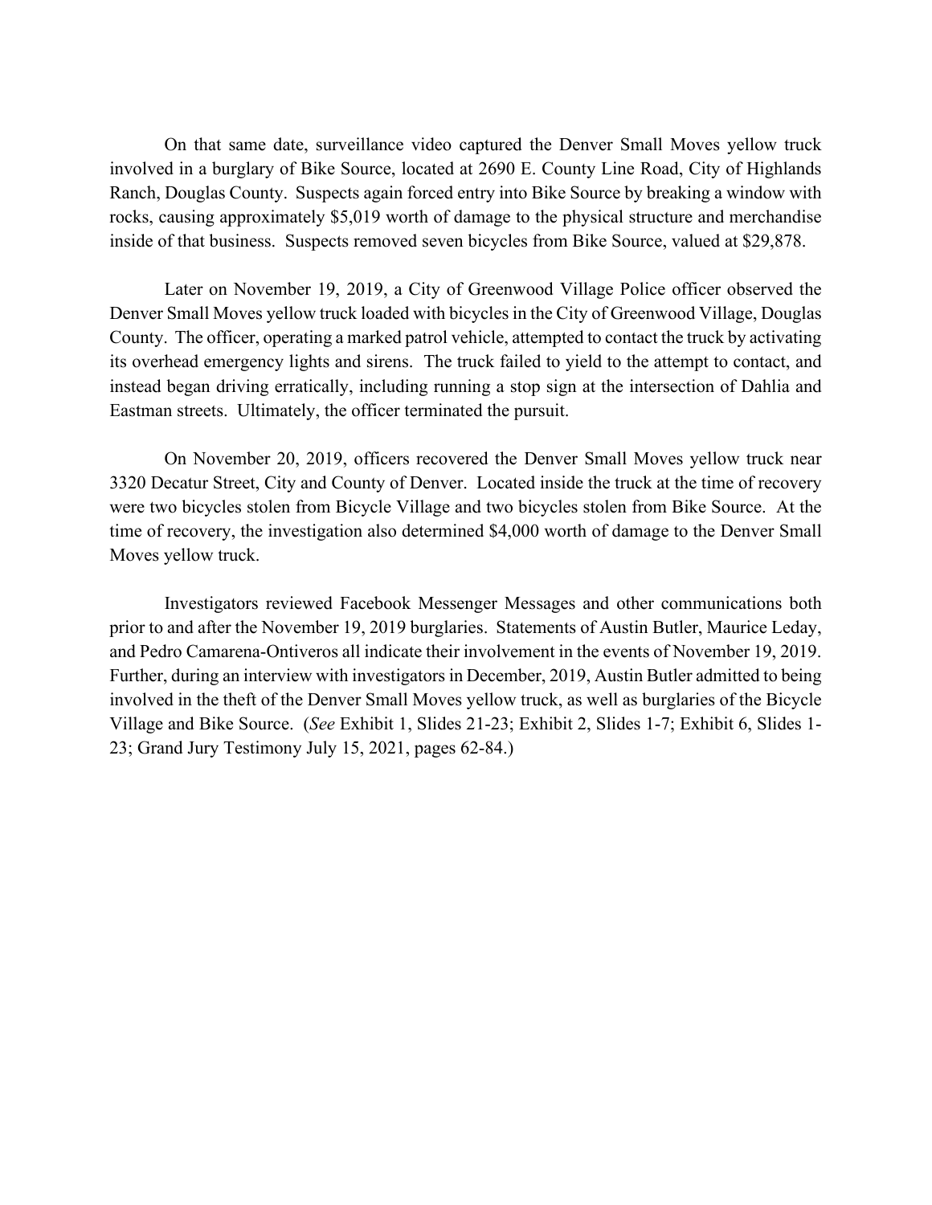On that same date, surveillance video captured the Denver Small Moves yellow truck involved in a burglary of Bike Source, located at 2690 E. County Line Road, City of Highlands Ranch, Douglas County. Suspects again forced entry into Bike Source by breaking a window with rocks, causing approximately $5,019 worth of damage to the physical structure and merchandise inside of that business. Suspects removed seven bicycles from Bike Source, valued at $29,878.

Later on November 19, 2019, a City of Greenwood Village Police officer observed the Denver Small Moves yellow truck loaded with bicycles in the City of Greenwood Village, Douglas County. The officer, operating a marked patrol vehicle, attempted to contact the truck by activating its overhead emergency lights and sirens. The truck failed to yield to the attempt to contact, and instead began driving erratically, including running a stop sign at the intersection of Dahlia and Eastman streets. Ultimately, the officer terminated the pursuit.

On November 20, 2019, officers recovered the Denver Small Moves yellow truck near 3320 Decatur Street, City and County of Denver. Located inside the truck at the time of recovery were two bicycles stolen from Bicycle Village and two bicycles stolen from Bike Source. At the time of recovery, the investigation also determined $4,000 worth of damage to the Denver Small Moves yellow truck.

Investigators reviewed Facebook Messenger Messages and other communications both prior to and after the November 19, 2019 burglaries. Statements of Austin Butler, Maurice Leday, and Pedro Camarena-Ontiveros all indicate their involvement in the events of November 19, 2019. Further, during an interview with investigators in December, 2019, Austin Butler admitted to being involved in the theft of the Denver Small Moves yellow truck, as well as burglaries of the Bicycle Village and Bike Source. (*See* Exhibit 1, Slides 21-23; Exhibit 2, Slides 1-7; Exhibit 6, Slides 1-23; Grand Jury Testimony July 15, 2021, pages 62-84.)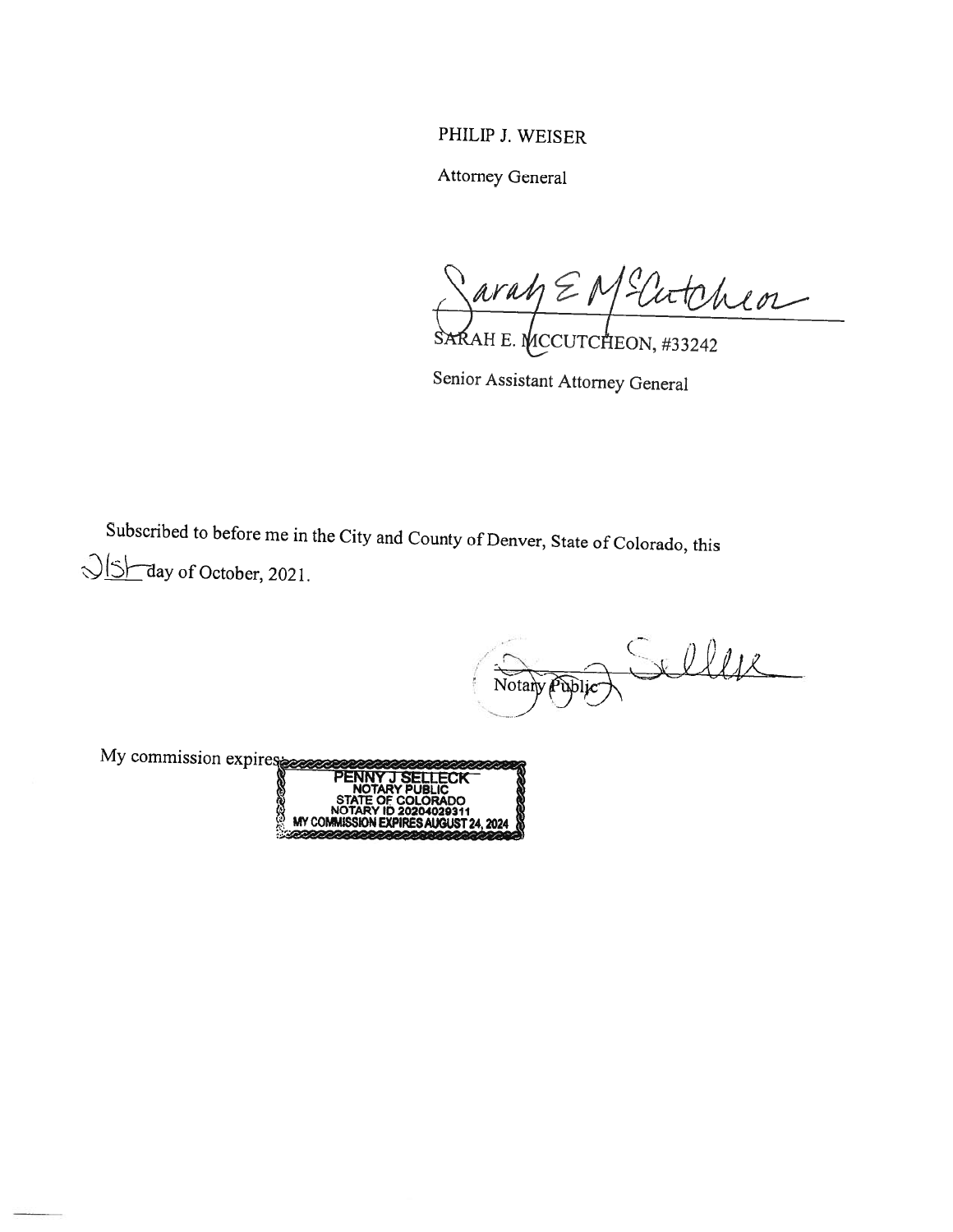PHILIP J. WEISER

Attorney General

*Sarah E McCutcheon*

SARAH E. MCCUTCHEON, #33242

Senior Assistant Attorney General

Subscribed to before me in the City and County of Denver, State of Colorado, this 15th day of October, 2021.

*P Selleck*

Notary Public

My commission expires:

PENNY J SELLECK
NOTARY PUBLIC
STATE OF COLORADO
NOTARY ID 20204029311
MY COMMISSION EXPIRES AUGUST 24, 2024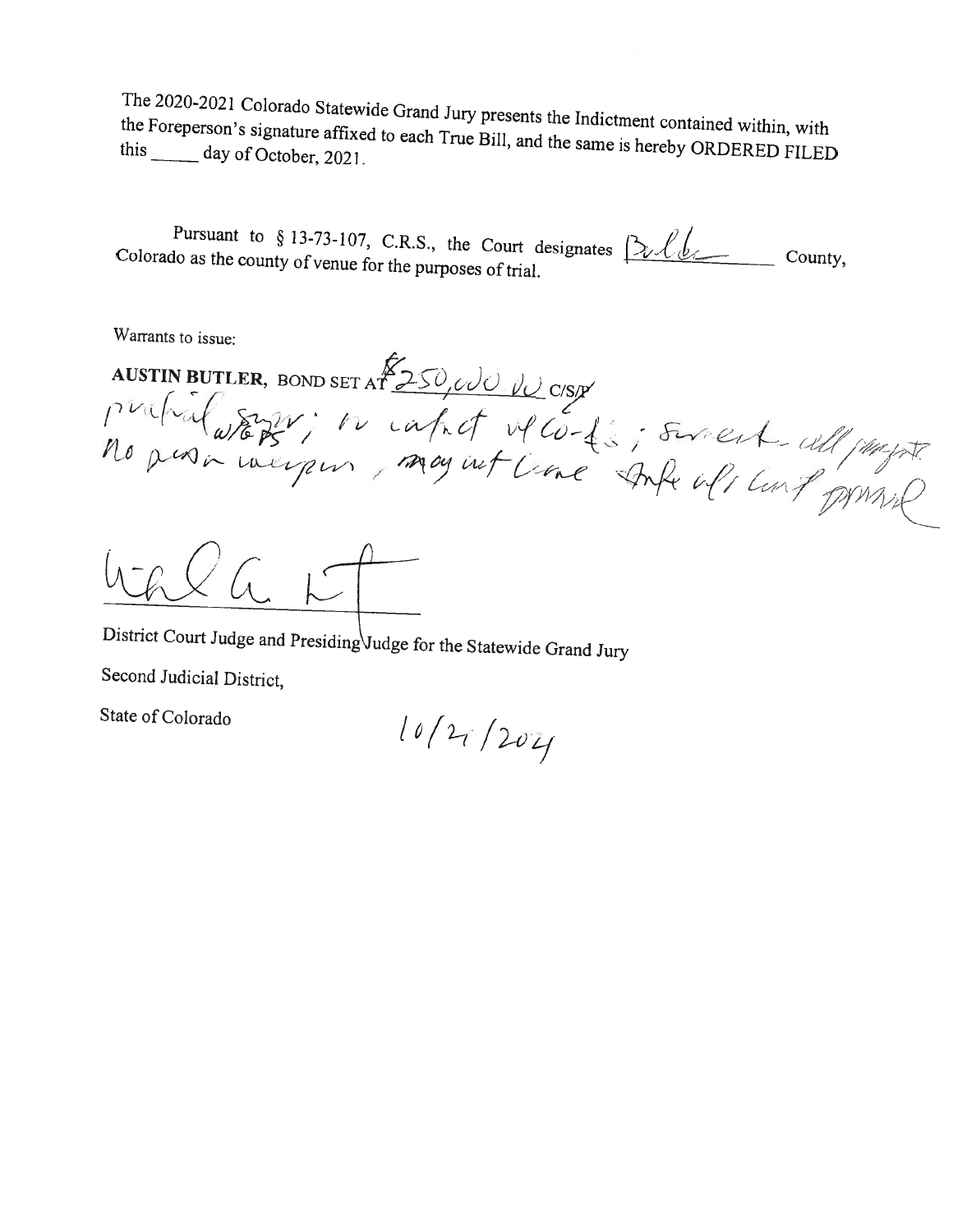The 2020-2021 Colorado Statewide Grand Jury presents the Indictment contained within, with the Foreperson's signature affixed to each True Bill, and the same is hereby ORDERED FILED this _____ day of October, 2021.

Pursuant to § 13-73-107, C.R.S., the Court designates Butler County, Colorado as the county of venue for the purposes of trial.

Warrants to issue:

**AUSTIN BUTLER**, BOND SET AT $250,000.00 C/S/P
pretrial supervision; no contact w/ co-defs; surrender all passports; no possession weapons, may not leave State w/o Court permission

District Court Judge and Presiding Judge for the Statewide Grand Jury

Second Judicial District,

State of Colorado

10/21/2021